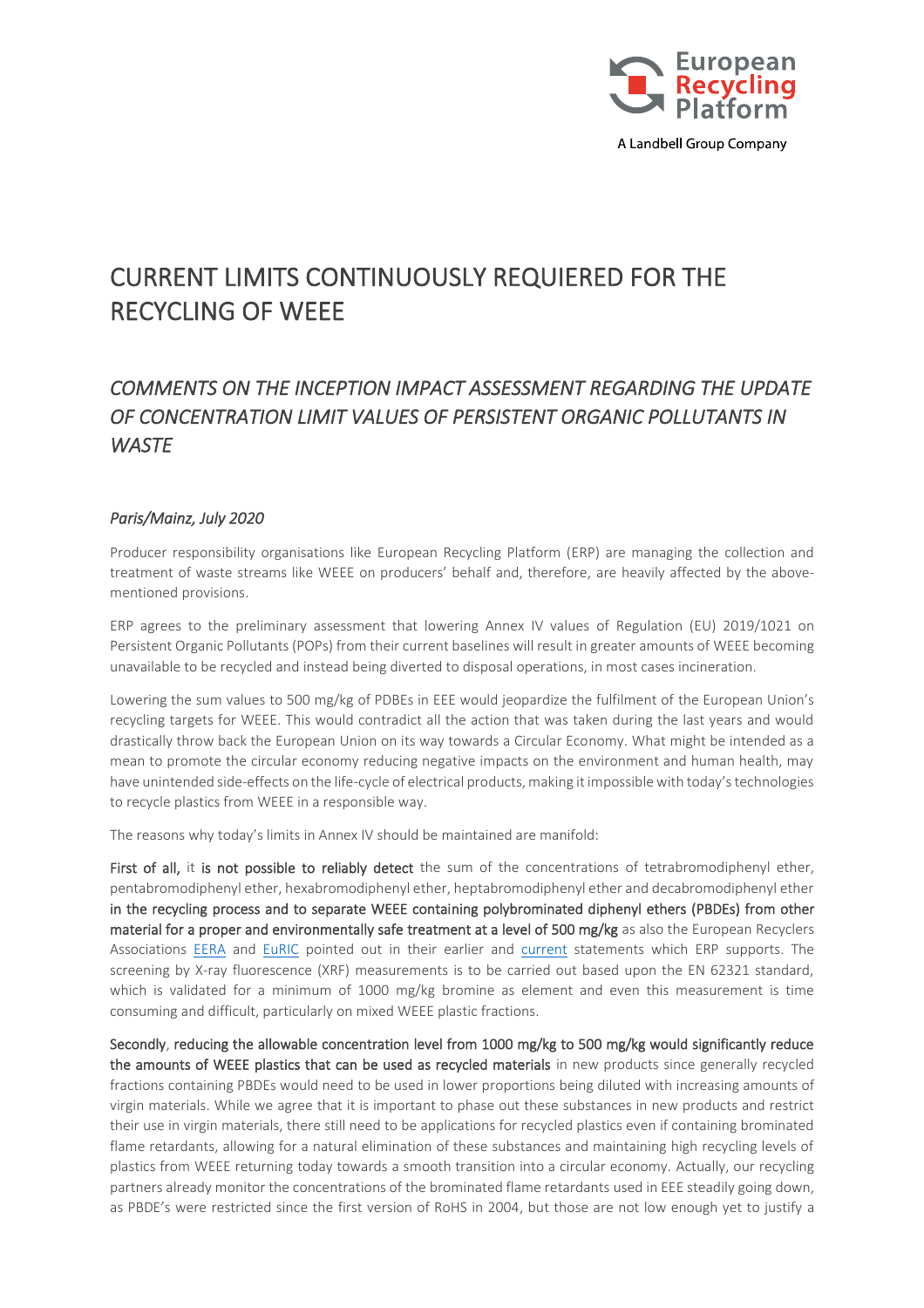European Recycling Platform

A Landbell Group Company

# CURRENT LIMITS CONTINUOUSLY REQUIERED FOR THE RECYCLING OF WEEE

## *COMMENTS ON THE INCEPTION IMPACT ASSESSMENT REGARDING THE UPDATE OF CONCENTRATION LIMIT VALUES OF PERSISTENT ORGANIC POLLUTANTS IN WASTE*

*Paris/Mainz, July 2020*

Producer responsibility organisations like European Recycling Platform (ERP) are managing the collection and treatment of waste streams like WEEE on producers' behalf and, therefore, are heavily affected by the above-mentioned provisions.

ERP agrees to the preliminary assessment that lowering Annex IV values of Regulation (EU) 2019/1021 on Persistent Organic Pollutants (POPs) from their current baselines will result in greater amounts of WEEE becoming unavailable to be recycled and instead being diverted to disposal operations, in most cases incineration.

Lowering the sum values to 500 mg/kg of PDBEs in EEE would jeopardize the fulfilment of the European Union's recycling targets for WEEE. This would contradict all the action that was taken during the last years and would drastically throw back the European Union on its way towards a Circular Economy. What might be intended as a mean to promote the circular economy reducing negative impacts on the environment and human health, may have unintended side-effects on the life-cycle of electrical products, making it impossible with today's technologies to recycle plastics from WEEE in a responsible way.

The reasons why today's limits in Annex IV should be maintained are manifold:

**First of all,** it **is not possible to reliably detect** the sum of the concentrations of tetrabromodiphenyl ether, pentabromodiphenyl ether, hexabromodiphenyl ether, heptabromodiphenyl ether and decabromodiphenyl ether **in the recycling process and to separate WEEE containing polybrominated diphenyl ethers (PBDEs) from other material for a proper and environmentally safe treatment at a level of 500 mg/kg** as also the European Recyclers Associations EERA and EuRIC pointed out in their earlier and current statements which ERP supports. The screening by X-ray fluorescence (XRF) measurements is to be carried out based upon the EN 62321 standard, which is validated for a minimum of 1000 mg/kg bromine as element and even this measurement is time consuming and difficult, particularly on mixed WEEE plastic fractions.

**Secondly**, **reducing the allowable concentration level from 1000 mg/kg to 500 mg/kg would significantly reduce the amounts of WEEE plastics that can be used as recycled materials** in new products since generally recycled fractions containing PBDEs would need to be used in lower proportions being diluted with increasing amounts of virgin materials. While we agree that it is important to phase out these substances in new products and restrict their use in virgin materials, there still need to be applications for recycled plastics even if containing brominated flame retardants, allowing for a natural elimination of these substances and maintaining high recycling levels of plastics from WEEE returning today towards a smooth transition into a circular economy. Actually, our recycling partners already monitor the concentrations of the brominated flame retardants used in EEE steadily going down, as PBDE's were restricted since the first version of RoHS in 2004, but those are not low enough yet to justify a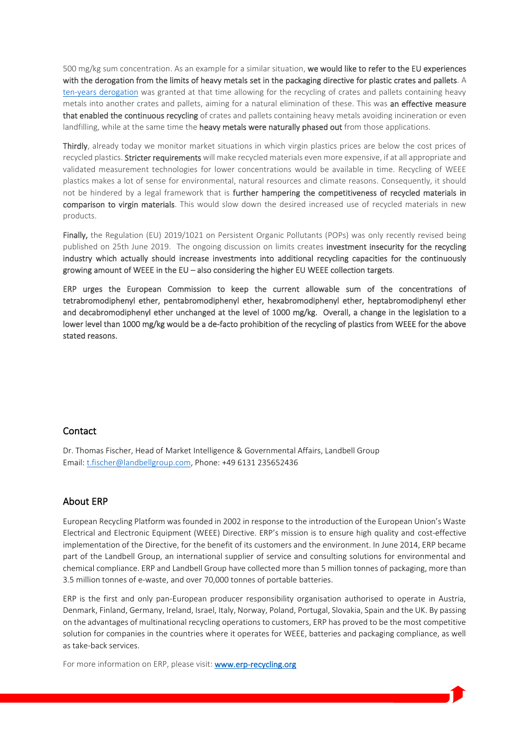500 mg/kg sum concentration. As an example for a similar situation, **we would like to refer to the EU experiences with the derogation from the limits of heavy metals set in the packaging directive for plastic crates and pallets**. A [ten-years derogation](#) was granted at that time allowing for the recycling of crates and pallets containing heavy metals into another crates and pallets, aiming for a natural elimination of these. This was **an effective measure that enabled the continuous recycling** of crates and pallets containing heavy metals avoiding incineration or even landfilling, while at the same time the **heavy metals were naturally phased out** from those applications.

**Thirdly**, already today we monitor market situations in which virgin plastics prices are below the cost prices of recycled plastics. **Stricter requirements** will make recycled materials even more expensive, if at all appropriate and validated measurement technologies for lower concentrations would be available in time. Recycling of WEEE plastics makes a lot of sense for environmental, natural resources and climate reasons. Consequently, it should not be hindered by a legal framework that is **further hampering the competitiveness of recycled materials in comparison to virgin materials**. This would slow down the desired increased use of recycled materials in new products.

**Finally,** the Regulation (EU) 2019/1021 on Persistent Organic Pollutants (POPs) was only recently revised being published on 25th June 2019. The ongoing discussion on limits creates **investment insecurity for the recycling industry which actually should increase investments into additional recycling capacities for the continuously growing amount of WEEE in the EU – also considering the higher EU WEEE collection targets**.

**ERP urges the European Commission to keep the current allowable sum of the concentrations of tetrabromodiphenyl ether, pentabromodiphenyl ether, hexabromodiphenyl ether, heptabromodiphenyl ether and decabromodiphenyl ether unchanged at the level of 1000 mg/kg. Overall, a change in the legislation to a lower level than 1000 mg/kg would be a de-facto prohibition of the recycling of plastics from WEEE for the above stated reasons.**

## Contact

Dr. Thomas Fischer, Head of Market Intelligence & Governmental Affairs, Landbell Group
Email: t.fischer@landbellgroup.com, Phone: +49 6131 235652436

## About ERP

European Recycling Platform was founded in 2002 in response to the introduction of the European Union's Waste Electrical and Electronic Equipment (WEEE) Directive. ERP's mission is to ensure high quality and cost-effective implementation of the Directive, for the benefit of its customers and the environment. In June 2014, ERP became part of the Landbell Group, an international supplier of service and consulting solutions for environmental and chemical compliance. ERP and Landbell Group have collected more than 5 million tonnes of packaging, more than 3.5 million tonnes of e-waste, and over 70,000 tonnes of portable batteries.

ERP is the first and only pan-European producer responsibility organisation authorised to operate in Austria, Denmark, Finland, Germany, Ireland, Israel, Italy, Norway, Poland, Portugal, Slovakia, Spain and the UK. By passing on the advantages of multinational recycling operations to customers, ERP has proved to be the most competitive solution for companies in the countries where it operates for WEEE, batteries and packaging compliance, as well as take-back services.

For more information on ERP, please visit: **www.erp-recycling.org**